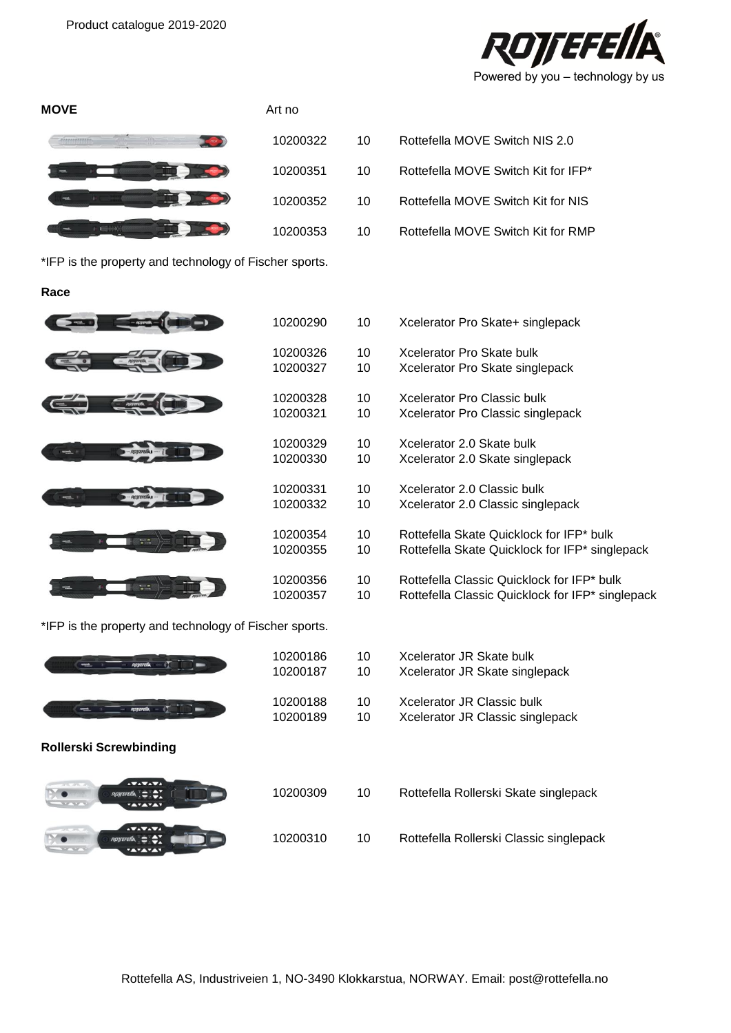Product catalogue 2019-2020

Powered by you – technology by us

| **MOVE** | Art no | | |
|---|---|---|---|
| | 10200322 | 10 | Rottefella MOVE Switch NIS 2.0 |
| | 10200351 | 10 | Rottefella MOVE Switch Kit for IFP* |
| | 10200352 | 10 | Rottefella MOVE Switch Kit for NIS |
| | 10200353 | 10 | Rottefella MOVE Switch Kit for RMP |

*IFP is the property and technology of Fischer sports.

**Race**

| Art no | | |
|---|---|---|
| 10200290 | 10 | Xcelerator Pro Skate+ singlepack |
| 10200326 | 10 | Xcelerator Pro Skate bulk |
| 10200327 | 10 | Xcelerator Pro Skate singlepack |
| 10200328 | 10 | Xcelerator Pro Classic bulk |
| 10200321 | 10 | Xcelerator Pro Classic singlepack |
| 10200329 | 10 | Xcelerator 2.0 Skate bulk |
| 10200330 | 10 | Xcelerator 2.0 Skate singlepack |
| 10200331 | 10 | Xcelerator 2.0 Classic bulk |
| 10200332 | 10 | Xcelerator 2.0 Classic singlepack |
| 10200354 | 10 | Rottefella Skate Quicklock for IFP* bulk |
| 10200355 | 10 | Rottefella Skate Quicklock for IFP* singlepack |
| 10200356 | 10 | Rottefella Classic Quicklock for IFP* bulk |
| 10200357 | 10 | Rottefella Classic Quicklock for IFP* singlepack |

*IFP is the property and technology of Fischer sports.

| Art no | | |
|---|---|---|
| 10200186 | 10 | Xcelerator JR Skate bulk |
| 10200187 | 10 | Xcelerator JR Skate singlepack |
| 10200188 | 10 | Xcelerator JR Classic bulk |
| 10200189 | 10 | Xcelerator JR Classic singlepack |

**Rollerski Screwbinding**

| Art no | | |
|---|---|---|
| 10200309 | 10 | Rottefella Rollerski Skate singlepack |
| 10200310 | 10 | Rottefella Rollerski Classic singlepack |

Rottefella AS, Industriveien 1, NO-3490 Klokkarstua, NORWAY. Email: post@rottefella.no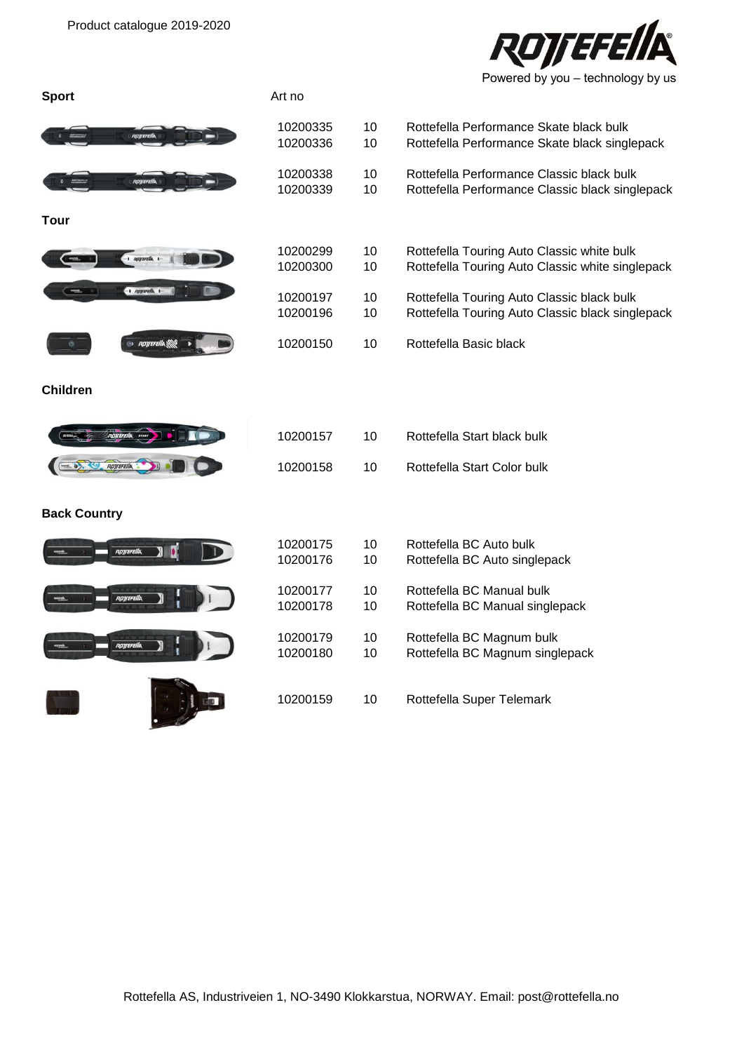Product catalogue 2019-2020

Powered by you – technology by us

| Category | Art no | | |
|---|---|---|---|
| **Sport** | | | |
| | 10200335 | 10 | Rottefella Performance Skate black bulk |
| | 10200336 | 10 | Rottefella Performance Skate black singlepack |
| | 10200338 | 10 | Rottefella Performance Classic black bulk |
| | 10200339 | 10 | Rottefella Performance Classic black singlepack |
| **Tour** | | | |
| | 10200299 | 10 | Rottefella Touring Auto Classic white bulk |
| | 10200300 | 10 | Rottefella Touring Auto Classic white singlepack |
| | 10200197 | 10 | Rottefella Touring Auto Classic black bulk |
| | 10200196 | 10 | Rottefella Touring Auto Classic black singlepack |
| | 10200150 | 10 | Rottefella Basic black |
| **Children** | | | |
| | 10200157 | 10 | Rottefella Start black bulk |
| | 10200158 | 10 | Rottefella Start Color bulk |
| **Back Country** | | | |
| | 10200175 | 10 | Rottefella BC Auto bulk |
| | 10200176 | 10 | Rottefella BC Auto singlepack |
| | 10200177 | 10 | Rottefella BC Manual bulk |
| | 10200178 | 10 | Rottefella BC Manual singlepack |
| | 10200179 | 10 | Rottefella BC Magnum bulk |
| | 10200180 | 10 | Rottefella BC Magnum singlepack |
| | 10200159 | 10 | Rottefella Super Telemark |

Rottefella AS, Industriveien 1, NO-3490 Klokkarstua, NORWAY. Email: post@rottefella.no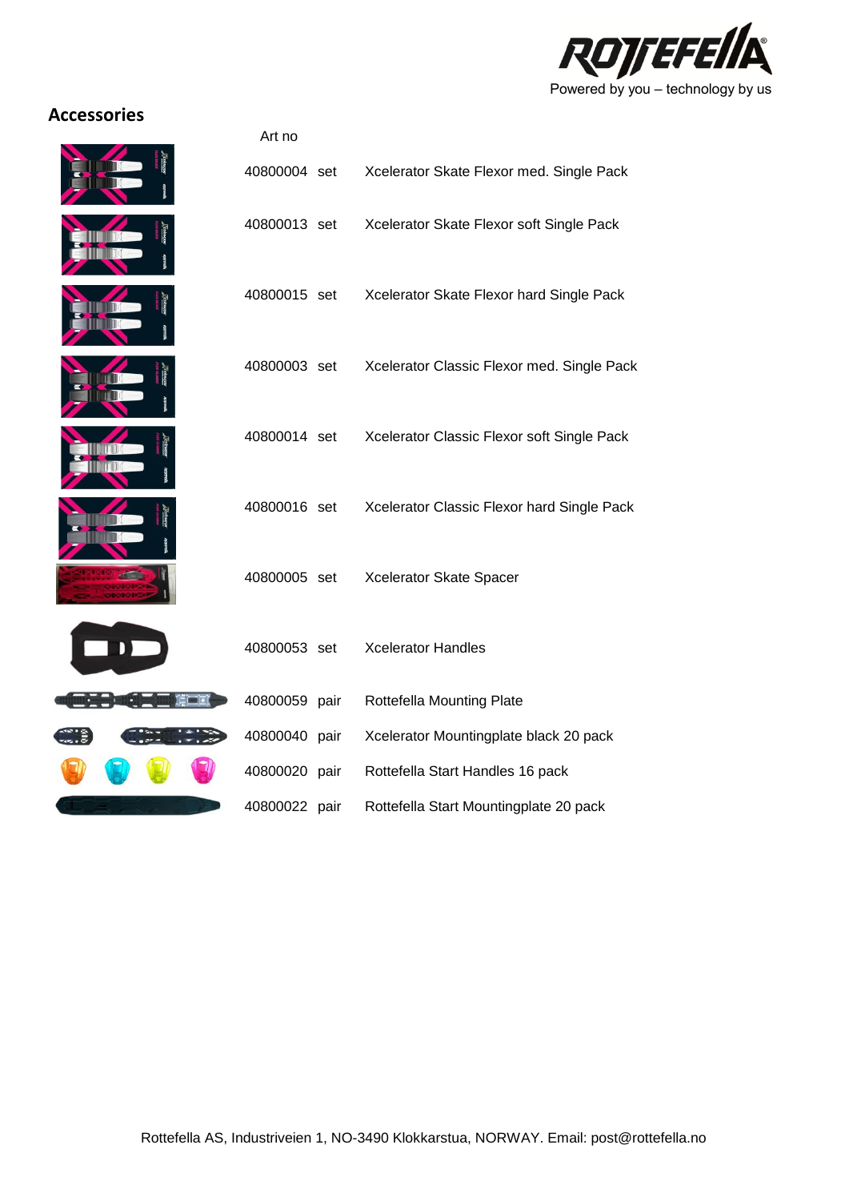## Accessories

| Art no | | |
|---|---|---|
| 40800004 | set | Xcelerator Skate Flexor med. Single Pack |
| 40800013 | set | Xcelerator Skate Flexor soft Single Pack |
| 40800015 | set | Xcelerator Skate Flexor hard Single Pack |
| 40800003 | set | Xcelerator Classic Flexor med. Single Pack |
| 40800014 | set | Xcelerator Classic Flexor soft Single Pack |
| 40800016 | set | Xcelerator Classic Flexor hard Single Pack |
| 40800005 | set | Xcelerator Skate Spacer |
| 40800053 | set | Xcelerator Handles |
| 40800059 | pair | Rottefella Mounting Plate |
| 40800040 | pair | Xcelerator Mountingplate black 20 pack |
| 40800020 | pair | Rottefella Start Handles 16 pack |
| 40800022 | pair | Rottefella Start Mountingplate 20 pack |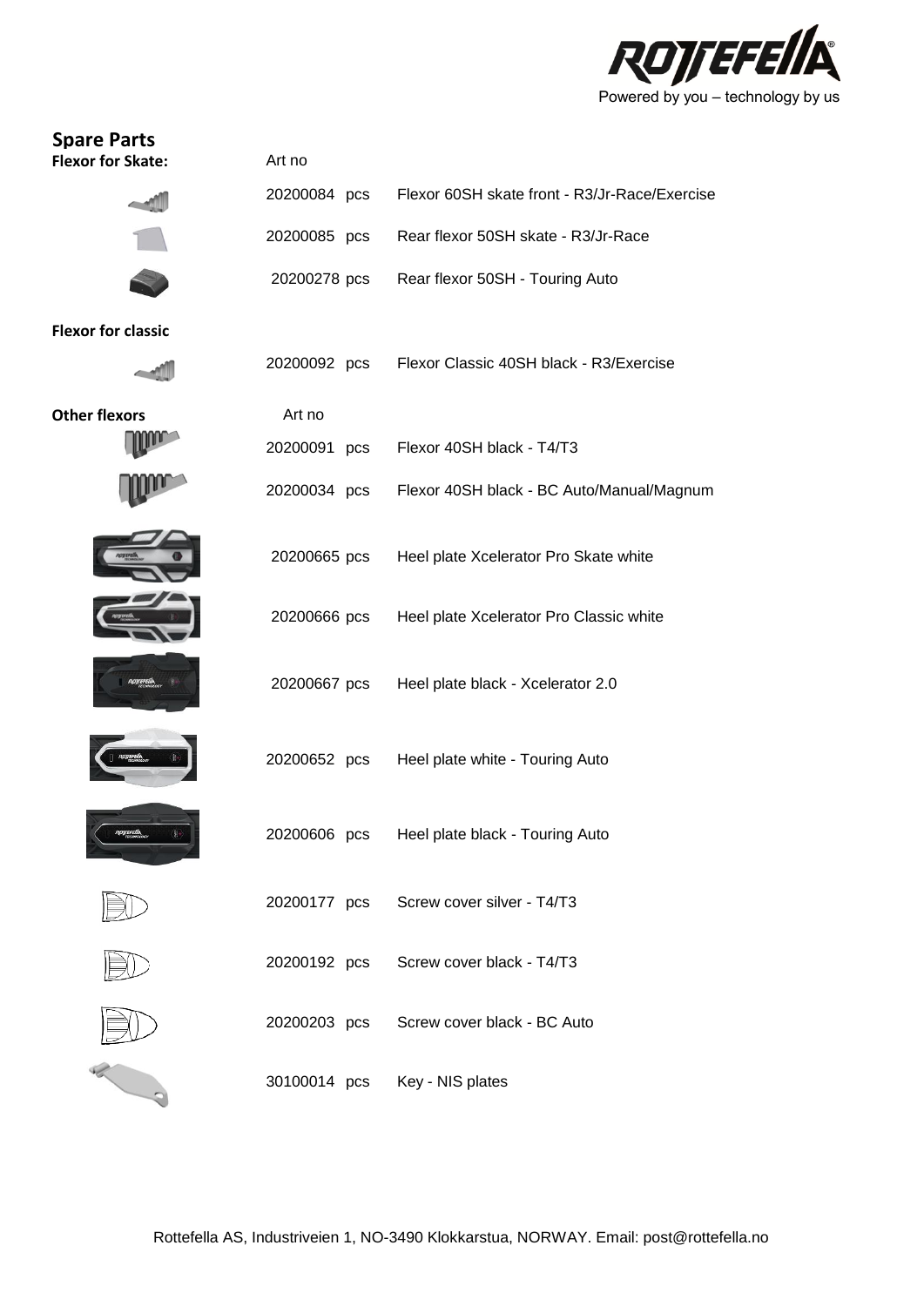ROTTEFELLA®
Powered by you – technology by us

## Spare Parts

**Flexor for Skate:**

| Art no | | |
|---|---|---|
| 20200084 | pcs | Flexor 60SH skate front - R3/Jr-Race/Exercise |
| 20200085 | pcs | Rear flexor 50SH skate - R3/Jr-Race |
| 20200278 | pcs | Rear flexor 50SH - Touring Auto |

**Flexor for classic**

| | | |
|---|---|---|
| 20200092 | pcs | Flexor Classic 40SH black - R3/Exercise |

**Other flexors**

| Art no | | |
|---|---|---|
| 20200091 | pcs | Flexor 40SH black - T4/T3 |
| 20200034 | pcs | Flexor 40SH black - BC Auto/Manual/Magnum |
| 20200665 | pcs | Heel plate Xcelerator Pro Skate white |
| 20200666 | pcs | Heel plate Xcelerator Pro Classic white |
| 20200667 | pcs | Heel plate black - Xcelerator 2.0 |
| 20200652 | pcs | Heel plate white - Touring Auto |
| 20200606 | pcs | Heel plate black - Touring Auto |
| 20200177 | pcs | Screw cover silver - T4/T3 |
| 20200192 | pcs | Screw cover black - T4/T3 |
| 20200203 | pcs | Screw cover black - BC Auto |
| 30100014 | pcs | Key - NIS plates |

Rottefella AS, Industriveien 1, NO-3490 Klokkarstua, NORWAY. Email: post@rottefella.no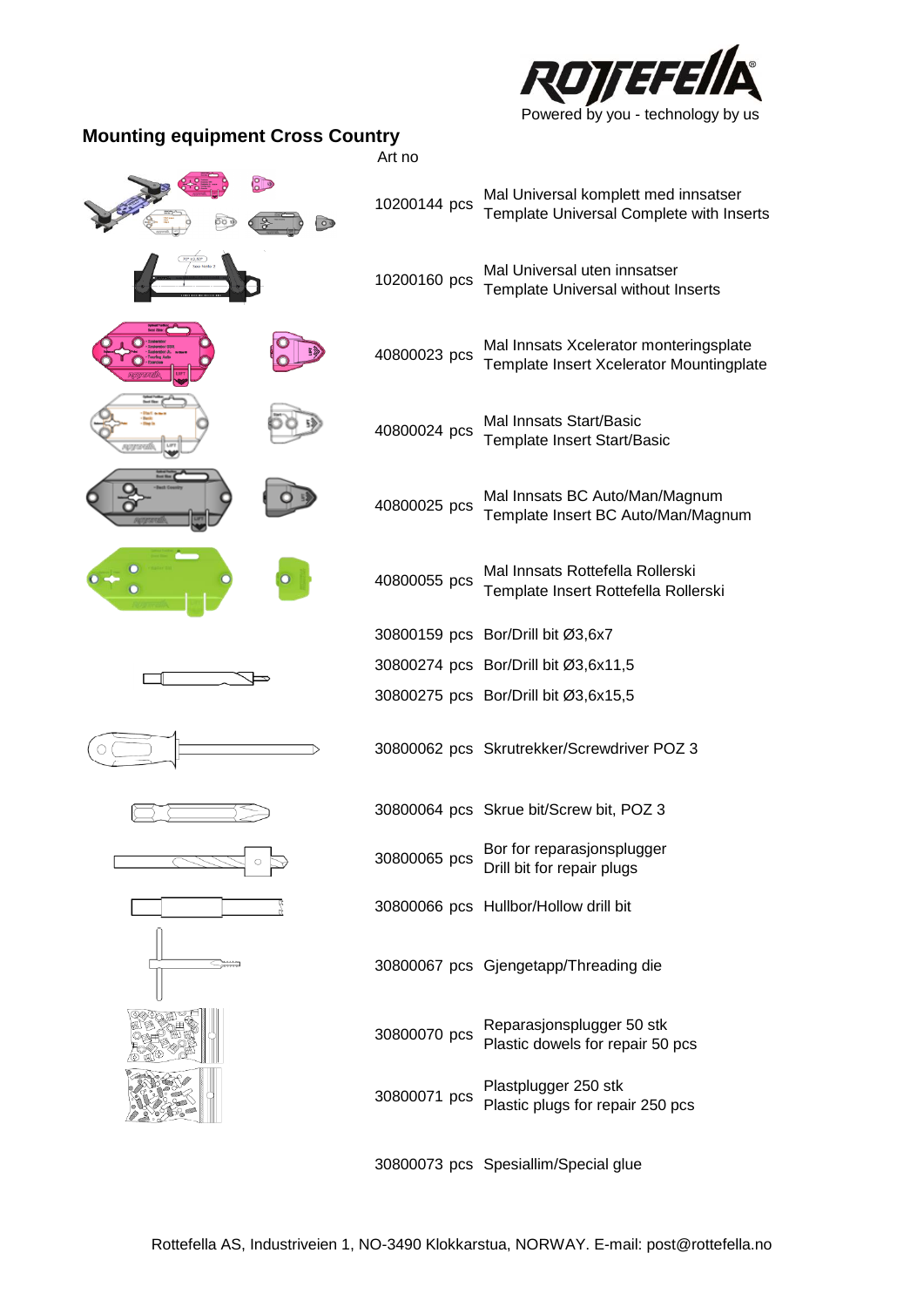ROTTEFELLA®
Powered by you - technology by us

## Mounting equipment Cross Country

| Art no | | |
|---|---|---|
| 10200144 | pcs | Mal Universal komplett med innsatser<br>Template Universal Complete with Inserts |
| 10200160 | pcs | Mal Universal uten innsatser<br>Template Universal without Inserts |
| 40800023 | pcs | Mal Innsats Xcelerator monteringsplate<br>Template Insert Xcelerator Mountingplate |
| 40800024 | pcs | Mal Innsats Start/Basic<br>Template Insert Start/Basic |
| 40800025 | pcs | Mal Innsats BC Auto/Man/Magnum<br>Template Insert BC Auto/Man/Magnum |
| 40800055 | pcs | Mal Innsats Rottefella Rollerski<br>Template Insert Rottefella Rollerski |
| 30800159 | pcs | Bor/Drill bit Ø3,6x7 |
| 30800274 | pcs | Bor/Drill bit Ø3,6x11,5 |
| 30800275 | pcs | Bor/Drill bit Ø3,6x15,5 |
| 30800062 | pcs | Skrutrekker/Screwdriver POZ 3 |
| 30800064 | pcs | Skrue bit/Screw bit, POZ 3 |
| 30800065 | pcs | Bor for reparasjonsplugger<br>Drill bit for repair plugs |
| 30800066 | pcs | Hullbor/Hollow drill bit |
| 30800067 | pcs | Gjengetapp/Threading die |
| 30800070 | pcs | Reparasjonsplugger 50 stk<br>Plastic dowels for repair 50 pcs |
| 30800071 | pcs | Plastplugger 250 stk<br>Plastic plugs for repair 250 pcs |
| 30800073 | pcs | Spesiallim/Special glue |

Rottefella AS, Industriveien 1, NO-3490 Klokkarstua, NORWAY. E-mail: post@rottefella.no